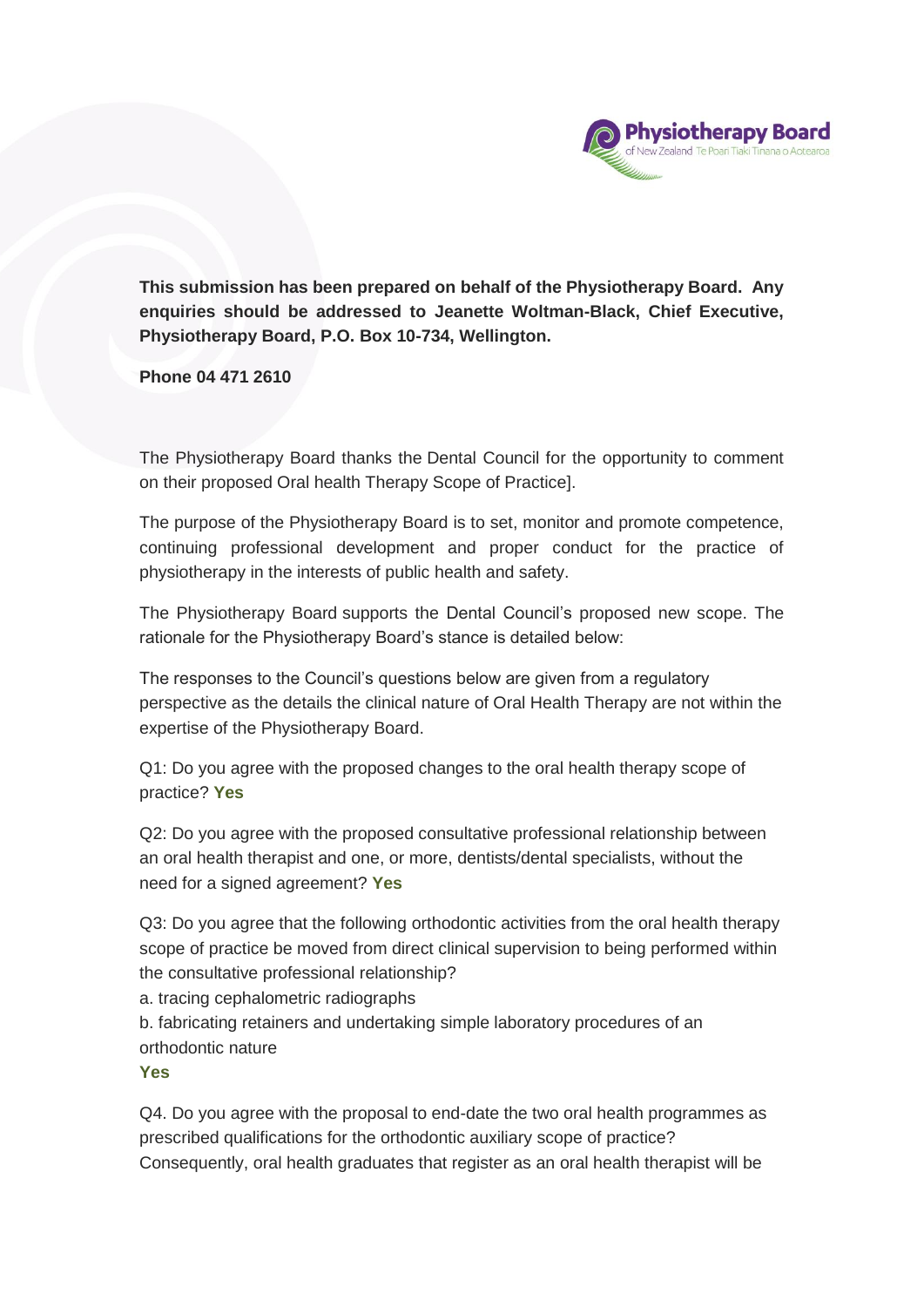Physiotherapy Board of New Zealand Te Poari Tiaki Tinana o Aotearoa

**This submission has been prepared on behalf of the Physiotherapy Board. Any enquiries should be addressed to Jeanette Woltman-Black, Chief Executive, Physiotherapy Board, P.O. Box 10-734, Wellington.**

**Phone 04 471 2610**

The Physiotherapy Board thanks the Dental Council for the opportunity to comment on their proposed Oral health Therapy Scope of Practice].

The purpose of the Physiotherapy Board is to set, monitor and promote competence, continuing professional development and proper conduct for the practice of physiotherapy in the interests of public health and safety.

The Physiotherapy Board supports the Dental Council's proposed new scope. The rationale for the Physiotherapy Board's stance is detailed below:

The responses to the Council's questions below are given from a regulatory perspective as the details the clinical nature of Oral Health Therapy are not within the expertise of the Physiotherapy Board.

Q1: Do you agree with the proposed changes to the oral health therapy scope of practice? **Yes**

Q2: Do you agree with the proposed consultative professional relationship between an oral health therapist and one, or more, dentists/dental specialists, without the need for a signed agreement? **Yes**

Q3: Do you agree that the following orthodontic activities from the oral health therapy scope of practice be moved from direct clinical supervision to being performed within the consultative professional relationship?

a. tracing cephalometric radiographs

b. fabricating retainers and undertaking simple laboratory procedures of an orthodontic nature

**Yes**

Q4. Do you agree with the proposal to end-date the two oral health programmes as prescribed qualifications for the orthodontic auxiliary scope of practice? Consequently, oral health graduates that register as an oral health therapist will be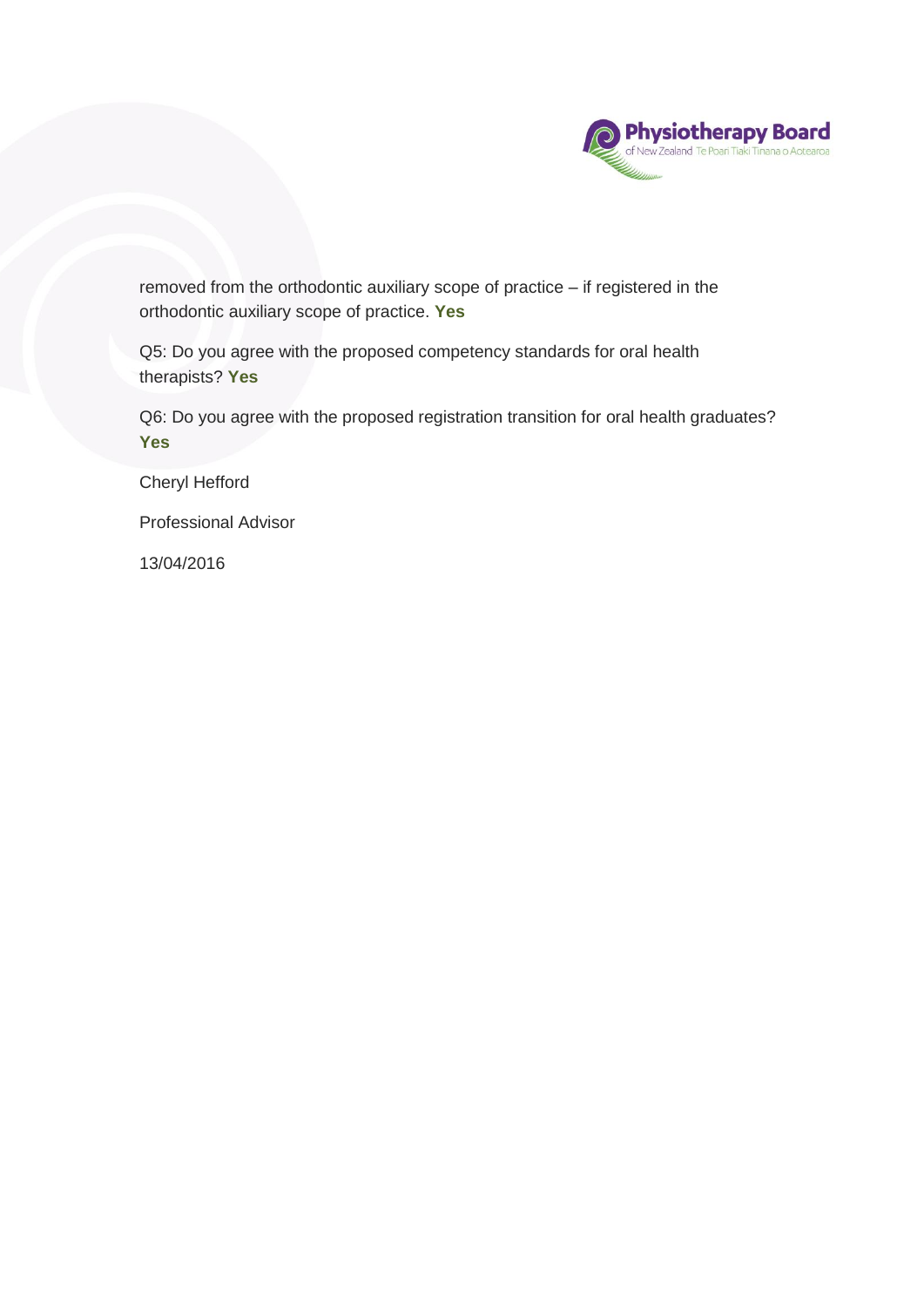removed from the orthodontic auxiliary scope of practice – if registered in the orthodontic auxiliary scope of practice. **Yes**

Q5: Do you agree with the proposed competency standards for oral health therapists? **Yes**

Q6: Do you agree with the proposed registration transition for oral health graduates? **Yes**

Cheryl Hefford

Professional Advisor

13/04/2016